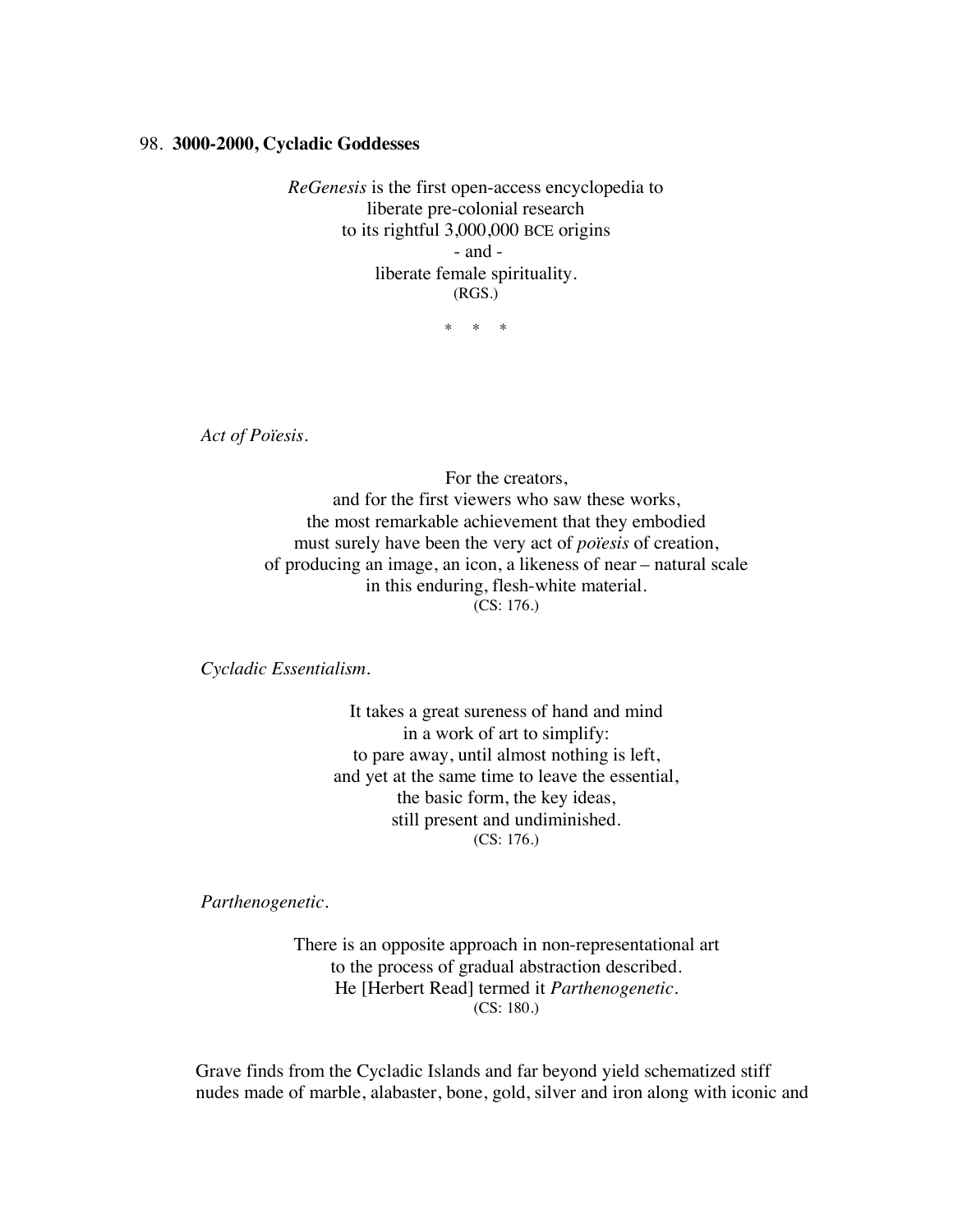98. **3000-2000, Cycladic Goddesses**

*ReGenesis* is the first open-access encyclopedia to
liberate pre-colonial research
to its rightful 3,000,000 BCE origins
- and -
liberate female spirituality.
(RGS.)

\* \* \*

*Act of Poïesis.*

For the creators,
and for the first viewers who saw these works,
the most remarkable achievement that they embodied
must surely have been the very act of *poïesis* of creation,
of producing an image, an icon, a likeness of near – natural scale
in this enduring, flesh-white material.
(CS: 176.)

*Cycladic Essentialism.*

It takes a great sureness of hand and mind
in a work of art to simplify:
to pare away, until almost nothing is left,
and yet at the same time to leave the essential,
the basic form, the key ideas,
still present and undiminished.
(CS: 176.)

*Parthenogenetic.*

There is an opposite approach in non-representational art
to the process of gradual abstraction described.
He [Herbert Read] termed it *Parthenogenetic*.
(CS: 180.)

Grave finds from the Cycladic Islands and far beyond yield schematized stiff nudes made of marble, alabaster, bone, gold, silver and iron along with iconic and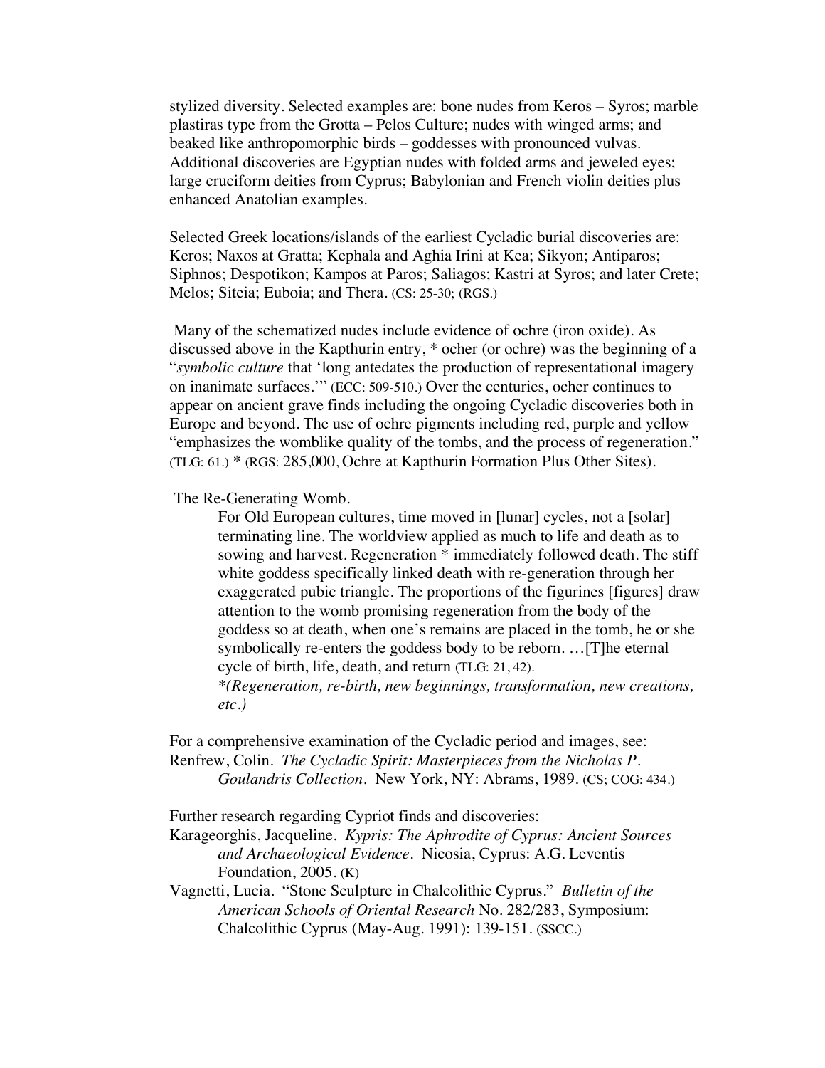stylized diversity. Selected examples are: bone nudes from Keros – Syros; marble plastiras type from the Grotta – Pelos Culture; nudes with winged arms; and beaked like anthropomorphic birds – goddesses with pronounced vulvas. Additional discoveries are Egyptian nudes with folded arms and jeweled eyes; large cruciform deities from Cyprus; Babylonian and French violin deities plus enhanced Anatolian examples.

Selected Greek locations/islands of the earliest Cycladic burial discoveries are: Keros; Naxos at Gratta; Kephala and Aghia Irini at Kea; Sikyon; Antiparos; Siphnos; Despotikon; Kampos at Paros; Saliagos; Kastri at Syros; and later Crete; Melos; Siteia; Euboia; and Thera. (CS: 25-30; (RGS.)

Many of the schematized nudes include evidence of ochre (iron oxide). As discussed above in the Kapthurin entry, * ocher (or ochre) was the beginning of a "*symbolic culture* that 'long antedates the production of representational imagery on inanimate surfaces.'" (ECC: 509-510.) Over the centuries, ocher continues to appear on ancient grave finds including the ongoing Cycladic discoveries both in Europe and beyond. The use of ochre pigments including red, purple and yellow "emphasizes the womblike quality of the tombs, and the process of regeneration." (TLG: 61.) * (RGS: 285,000, Ochre at Kapthurin Formation Plus Other Sites).

The Re-Generating Womb.

> For Old European cultures, time moved in [lunar] cycles, not a [solar] terminating line. The worldview applied as much to life and death as to sowing and harvest. Regeneration * immediately followed death. The stiff white goddess specifically linked death with re-generation through her exaggerated pubic triangle. The proportions of the figurines [figures] draw attention to the womb promising regeneration from the body of the goddess so at death, when one's remains are placed in the tomb, he or she symbolically re-enters the goddess body to be reborn. …[T]he eternal cycle of birth, life, death, and return (TLG: 21, 42).
>
> **(Regeneration, re-birth, new beginnings, transformation, new creations, etc.)*

For a comprehensive examination of the Cycladic period and images, see:

Renfrew, Colin. *The Cycladic Spirit: Masterpieces from the Nicholas P. Goulandris Collection*. New York, NY: Abrams, 1989. (CS; COG: 434.)

Further research regarding Cypriot finds and discoveries:

Karageorghis, Jacqueline. *Kypris: The Aphrodite of Cyprus: Ancient Sources and Archaeological Evidence*. Nicosia, Cyprus: A.G. Leventis Foundation, 2005. (K)

Vagnetti, Lucia. "Stone Sculpture in Chalcolithic Cyprus." *Bulletin of the American Schools of Oriental Research* No. 282/283, Symposium: Chalcolithic Cyprus (May-Aug. 1991): 139-151. (SSCC.)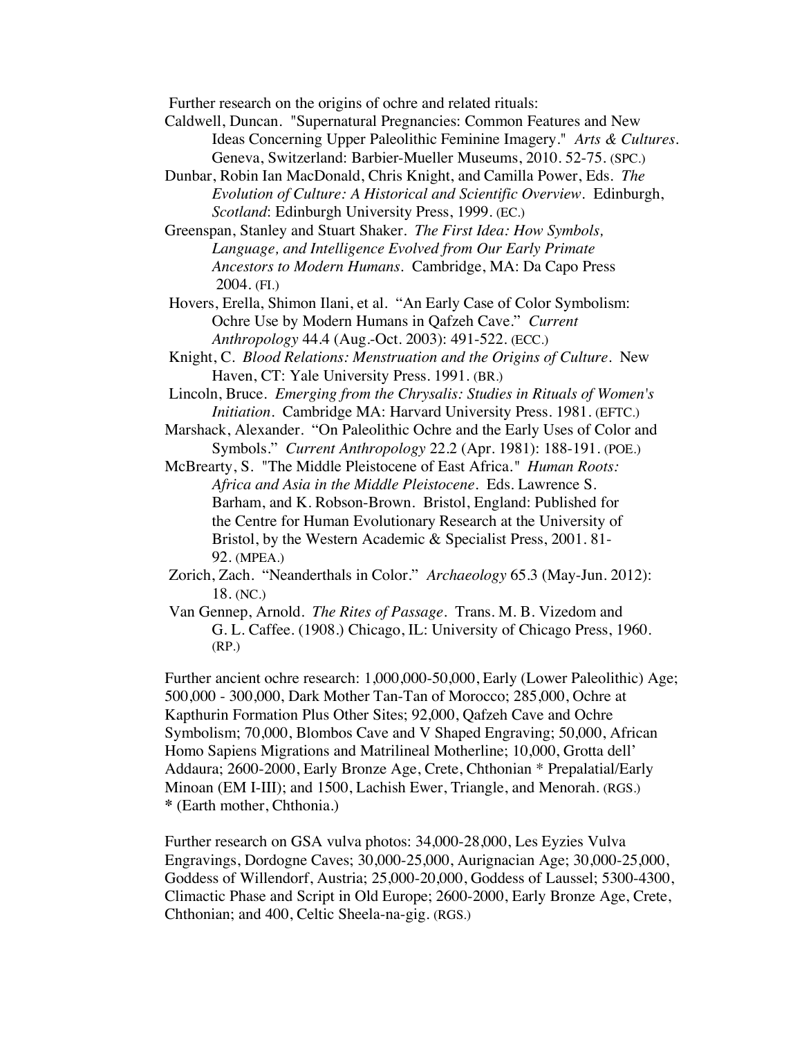Further research on the origins of ochre and related rituals:

Caldwell, Duncan. "Supernatural Pregnancies: Common Features and New Ideas Concerning Upper Paleolithic Feminine Imagery." *Arts & Cultures*. Geneva, Switzerland: Barbier-Mueller Museums, 2010. 52-75. (SPC.)

Dunbar, Robin Ian MacDonald, Chris Knight, and Camilla Power, Eds. *The Evolution of Culture: A Historical and Scientific Overview*. Edinburgh, *Scotland*: Edinburgh University Press, 1999. (EC.)

Greenspan, Stanley and Stuart Shaker. *The First Idea: How Symbols, Language, and Intelligence Evolved from Our Early Primate Ancestors to Modern Humans*. Cambridge, MA: Da Capo Press 2004. (FI.)

Hovers, Erella, Shimon Ilani, et al. "An Early Case of Color Symbolism: Ochre Use by Modern Humans in Qafzeh Cave." *Current Anthropology* 44.4 (Aug.-Oct. 2003): 491-522. (ECC.)

Knight, C. *Blood Relations: Menstruation and the Origins of Culture*. New Haven, CT: Yale University Press. 1991. (BR.)

Lincoln, Bruce. *Emerging from the Chrysalis: Studies in Rituals of Women's Initiation*. Cambridge MA: Harvard University Press. 1981. (EFTC.)

Marshack, Alexander. "On Paleolithic Ochre and the Early Uses of Color and Symbols." *Current Anthropology* 22.2 (Apr. 1981): 188-191. (POE.)

McBrearty, S. "The Middle Pleistocene of East Africa." *Human Roots: Africa and Asia in the Middle Pleistocene*. Eds. Lawrence S. Barham, and K. Robson-Brown. Bristol, England: Published for the Centre for Human Evolutionary Research at the University of Bristol, by the Western Academic & Specialist Press, 2001. 81-92. (MPEA.)

Zorich, Zach. "Neanderthals in Color." *Archaeology* 65.3 (May-Jun. 2012): 18. (NC.)

Van Gennep, Arnold. *The Rites of Passage*. Trans. M. B. Vizedom and G. L. Caffee. (1908.) Chicago, IL: University of Chicago Press, 1960. (RP.)

Further ancient ochre research: 1,000,000-50,000, Early (Lower Paleolithic) Age; 500,000 - 300,000, Dark Mother Tan-Tan of Morocco; 285,000, Ochre at Kapthurin Formation Plus Other Sites; 92,000, Qafzeh Cave and Ochre Symbolism; 70,000, Blombos Cave and V Shaped Engraving; 50,000, African Homo Sapiens Migrations and Matrilineal Motherline; 10,000, Grotta dell' Addaura; 2600-2000, Early Bronze Age, Crete, Chthonian * Prepalatial/Early Minoan (EM I-III); and 1500, Lachish Ewer, Triangle, and Menorah. (RGS.)
**\*** (Earth mother, Chthonia.)

Further research on GSA vulva photos: 34,000-28,000, Les Eyzies Vulva Engravings, Dordogne Caves; 30,000-25,000, Aurignacian Age; 30,000-25,000, Goddess of Willendorf, Austria; 25,000-20,000, Goddess of Laussel; 5300-4300, Climactic Phase and Script in Old Europe; 2600-2000, Early Bronze Age, Crete, Chthonian; and 400, Celtic Sheela-na-gig. (RGS.)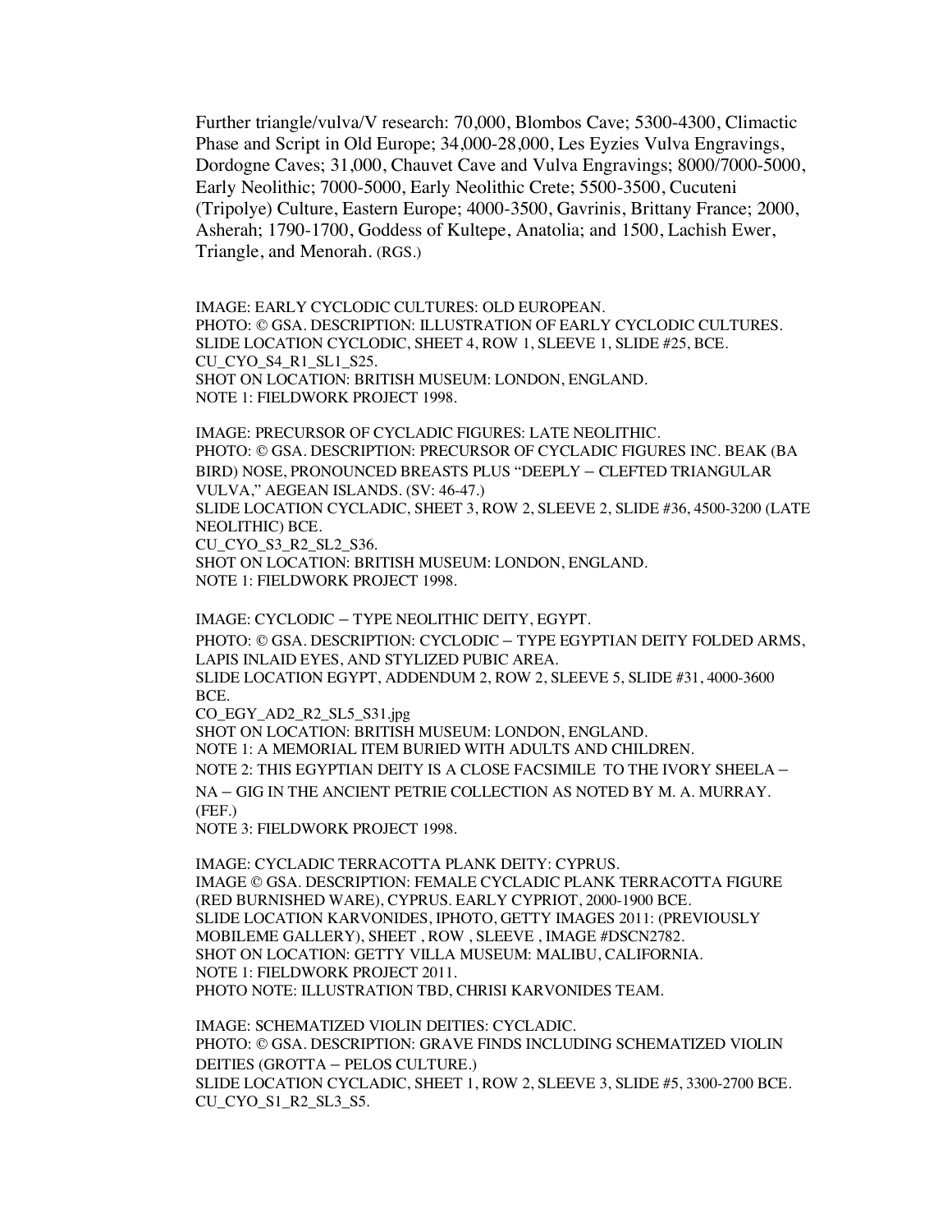Further triangle/vulva/V research: 70,000, Blombos Cave; 5300-4300, Climactic Phase and Script in Old Europe; 34,000-28,000, Les Eyzies Vulva Engravings, Dordogne Caves; 31,000, Chauvet Cave and Vulva Engravings; 8000/7000-5000, Early Neolithic; 7000-5000, Early Neolithic Crete; 5500-3500, Cucuteni (Tripolye) Culture, Eastern Europe; 4000-3500, Gavrinis, Brittany France; 2000, Asherah; 1790-1700, Goddess of Kultepe, Anatolia; and 1500, Lachish Ewer, Triangle, and Menorah. (RGS.)

IMAGE: EARLY CYCLODIC CULTURES: OLD EUROPEAN.
PHOTO: © GSA. DESCRIPTION: ILLUSTRATION OF EARLY CYCLODIC CULTURES.
SLIDE LOCATION CYCLODIC, SHEET 4, ROW 1, SLEEVE 1, SLIDE #25, BCE.
CU_CYO_S4_R1_SL1_S25.
SHOT ON LOCATION: BRITISH MUSEUM: LONDON, ENGLAND.
NOTE 1: FIELDWORK PROJECT 1998.

IMAGE: PRECURSOR OF CYCLADIC FIGURES: LATE NEOLITHIC.
PHOTO: © GSA. DESCRIPTION: PRECURSOR OF CYCLADIC FIGURES INC. BEAK (BA BIRD) NOSE, PRONOUNCED BREASTS PLUS "DEEPLY – CLEFTED TRIANGULAR VULVA," AEGEAN ISLANDS. (SV: 46-47.)
SLIDE LOCATION CYCLADIC, SHEET 3, ROW 2, SLEEVE 2, SLIDE #36, 4500-3200 (LATE NEOLITHIC) BCE.
CU_CYO_S3_R2_SL2_S36.
SHOT ON LOCATION: BRITISH MUSEUM: LONDON, ENGLAND.
NOTE 1: FIELDWORK PROJECT 1998.

IMAGE: CYCLODIC – TYPE NEOLITHIC DEITY, EGYPT.
PHOTO: © GSA. DESCRIPTION: CYCLODIC – TYPE EGYPTIAN DEITY FOLDED ARMS, LAPIS INLAID EYES, AND STYLIZED PUBIC AREA.
SLIDE LOCATION EGYPT, ADDENDUM 2, ROW 2, SLEEVE 5, SLIDE #31, 4000-3600 BCE.
CO_EGY_AD2_R2_SL5_S31.jpg
SHOT ON LOCATION: BRITISH MUSEUM: LONDON, ENGLAND.
NOTE 1: A MEMORIAL ITEM BURIED WITH ADULTS AND CHILDREN.
NOTE 2: THIS EGYPTIAN DEITY IS A CLOSE FACSIMILE TO THE IVORY SHEELA – NA – GIG IN THE ANCIENT PETRIE COLLECTION AS NOTED BY M. A. MURRAY. (FEF.)
NOTE 3: FIELDWORK PROJECT 1998.

IMAGE: CYCLADIC TERRACOTTA PLANK DEITY: CYPRUS.
IMAGE © GSA. DESCRIPTION: FEMALE CYCLADIC PLANK TERRACOTTA FIGURE (RED BURNISHED WARE), CYPRUS. EARLY CYPRIOT, 2000-1900 BCE.
SLIDE LOCATION KARVONIDES, IPHOTO, GETTY IMAGES 2011: (PREVIOUSLY MOBILEME GALLERY), SHEET , ROW , SLEEVE , IMAGE #DSCN2782.
SHOT ON LOCATION: GETTY VILLA MUSEUM: MALIBU, CALIFORNIA.
NOTE 1: FIELDWORK PROJECT 2011.
PHOTO NOTE: ILLUSTRATION TBD, CHRISI KARVONIDES TEAM.

IMAGE: SCHEMATIZED VIOLIN DEITIES: CYCLADIC.
PHOTO: © GSA. DESCRIPTION: GRAVE FINDS INCLUDING SCHEMATIZED VIOLIN DEITIES (GROTTA – PELOS CULTURE.)
SLIDE LOCATION CYCLADIC, SHEET 1, ROW 2, SLEEVE 3, SLIDE #5, 3300-2700 BCE.
CU_CYO_S1_R2_SL3_S5.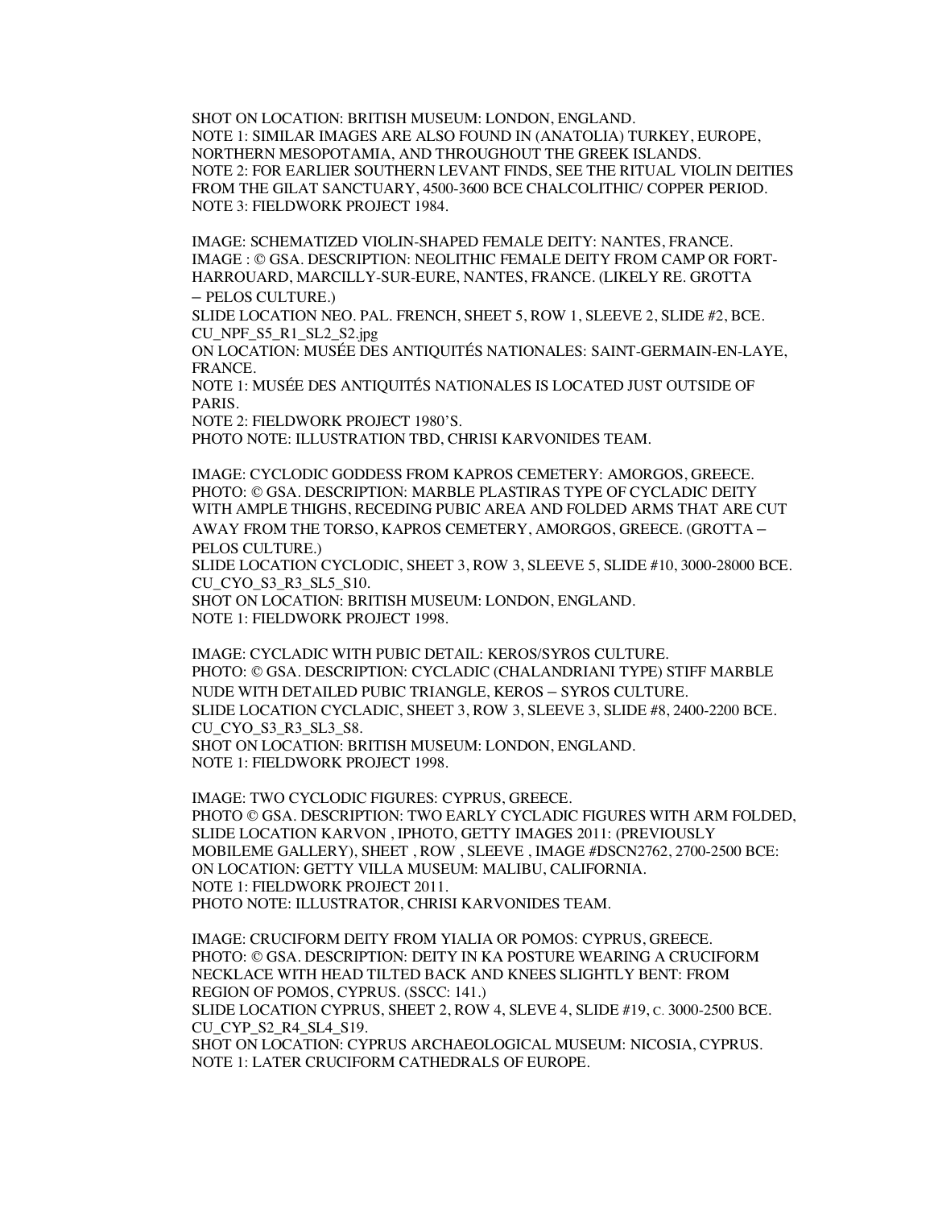SHOT ON LOCATION: BRITISH MUSEUM: LONDON, ENGLAND.
NOTE 1: SIMILAR IMAGES ARE ALSO FOUND IN (ANATOLIA) TURKEY, EUROPE, NORTHERN MESOPOTAMIA, AND THROUGHOUT THE GREEK ISLANDS.
NOTE 2: FOR EARLIER SOUTHERN LEVANT FINDS, SEE THE RITUAL VIOLIN DEITIES FROM THE GILAT SANCTUARY, 4500-3600 BCE CHALCOLITHIC/ COPPER PERIOD.
NOTE 3: FIELDWORK PROJECT 1984.

IMAGE: SCHEMATIZED VIOLIN-SHAPED FEMALE DEITY: NANTES, FRANCE.
IMAGE : © GSA. DESCRIPTION: NEOLITHIC FEMALE DEITY FROM CAMP OR FORT-HARROUARD, MARCILLY-SUR-EURE, NANTES, FRANCE. (LIKELY RE. GROTTA – PELOS CULTURE.)
SLIDE LOCATION NEO. PAL. FRENCH, SHEET 5, ROW 1, SLEEVE 2, SLIDE #2, BCE.
CU_NPF_S5_R1_SL2_S2.jpg
ON LOCATION: MUSÉE DES ANTIQUITÉS NATIONALES: SAINT-GERMAIN-EN-LAYE, FRANCE.
NOTE 1: MUSÉE DES ANTIQUITÉS NATIONALES IS LOCATED JUST OUTSIDE OF PARIS.
NOTE 2: FIELDWORK PROJECT 1980'S.
PHOTO NOTE: ILLUSTRATION TBD, CHRISI KARVONIDES TEAM.

IMAGE: CYCLODIC GODDESS FROM KAPROS CEMETERY: AMORGOS, GREECE.
PHOTO: © GSA. DESCRIPTION: MARBLE PLASTIRAS TYPE OF CYCLADIC DEITY WITH AMPLE THIGHS, RECEDING PUBIC AREA AND FOLDED ARMS THAT ARE CUT AWAY FROM THE TORSO, KAPROS CEMETERY, AMORGOS, GREECE. (GROTTA – PELOS CULTURE.)
SLIDE LOCATION CYCLODIC, SHEET 3, ROW 3, SLEEVE 5, SLIDE #10, 3000-28000 BCE.
CU_CYO_S3_R3_SL5_S10.
SHOT ON LOCATION: BRITISH MUSEUM: LONDON, ENGLAND.
NOTE 1: FIELDWORK PROJECT 1998.

IMAGE: CYCLADIC WITH PUBIC DETAIL: KEROS/SYROS CULTURE.
PHOTO: © GSA. DESCRIPTION: CYCLADIC (CHALANDRIANI TYPE) STIFF MARBLE NUDE WITH DETAILED PUBIC TRIANGLE, KEROS – SYROS CULTURE.
SLIDE LOCATION CYCLADIC, SHEET 3, ROW 3, SLEEVE 3, SLIDE #8, 2400-2200 BCE.
CU_CYO_S3_R3_SL3_S8.
SHOT ON LOCATION: BRITISH MUSEUM: LONDON, ENGLAND.
NOTE 1: FIELDWORK PROJECT 1998.

IMAGE: TWO CYCLODIC FIGURES: CYPRUS, GREECE.
PHOTO © GSA. DESCRIPTION: TWO EARLY CYCLADIC FIGURES WITH ARM FOLDED, SLIDE LOCATION KARVON , IPHOTO, GETTY IMAGES 2011: (PREVIOUSLY MOBILEME GALLERY), SHEET , ROW , SLEEVE , IMAGE #DSCN2762, 2700-2500 BCE:
ON LOCATION: GETTY VILLA MUSEUM: MALIBU, CALIFORNIA.
NOTE 1: FIELDWORK PROJECT 2011.
PHOTO NOTE: ILLUSTRATOR, CHRISI KARVONIDES TEAM.

IMAGE: CRUCIFORM DEITY FROM YIALIA OR POMOS: CYPRUS, GREECE.
PHOTO: © GSA. DESCRIPTION: DEITY IN KA POSTURE WEARING A CRUCIFORM NECKLACE WITH HEAD TILTED BACK AND KNEES SLIGHTLY BENT: FROM REGION OF POMOS, CYPRUS. (SSCC: 141.)
SLIDE LOCATION CYPRUS, SHEET 2, ROW 4, SLEVE 4, SLIDE #19, C. 3000-2500 BCE.
CU_CYP_S2_R4_SL4_S19.
SHOT ON LOCATION: CYPRUS ARCHAEOLOGICAL MUSEUM: NICOSIA, CYPRUS.
NOTE 1: LATER CRUCIFORM CATHEDRALS OF EUROPE.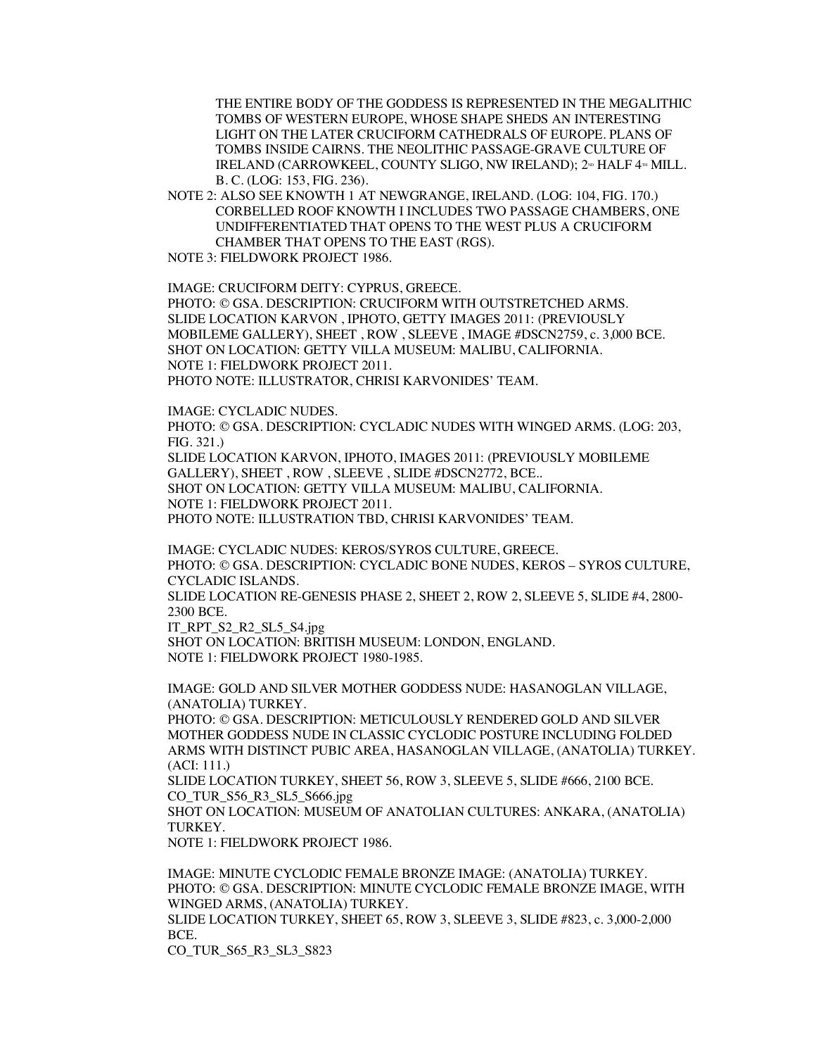THE ENTIRE BODY OF THE GODDESS IS REPRESENTED IN THE MEGALITHIC TOMBS OF WESTERN EUROPE, WHOSE SHAPE SHEDS AN INTERESTING LIGHT ON THE LATER CRUCIFORM CATHEDRALS OF EUROPE. PLANS OF TOMBS INSIDE CAIRNS. THE NEOLITHIC PASSAGE-GRAVE CULTURE OF IRELAND (CARROWKEEL, COUNTY SLIGO, NW IRELAND); 2ND HALF 4TH MILL. B. C. (LOG: 153, FIG. 236).

NOTE 2: ALSO SEE KNOWTH 1 AT NEWGRANGE, IRELAND. (LOG: 104, FIG. 170.) CORBELLED ROOF KNOWTH I INCLUDES TWO PASSAGE CHAMBERS, ONE UNDIFFERENTIATED THAT OPENS TO THE WEST PLUS A CRUCIFORM CHAMBER THAT OPENS TO THE EAST (RGS).

NOTE 3: FIELDWORK PROJECT 1986.

IMAGE: CRUCIFORM DEITY: CYPRUS, GREECE.
PHOTO: © GSA. DESCRIPTION: CRUCIFORM WITH OUTSTRETCHED ARMS.
SLIDE LOCATION KARVON , IPHOTO, GETTY IMAGES 2011: (PREVIOUSLY MOBILEME GALLERY), SHEET , ROW , SLEEVE , IMAGE #DSCN2759, c. 3,000 BCE.
SHOT ON LOCATION: GETTY VILLA MUSEUM: MALIBU, CALIFORNIA.
NOTE 1: FIELDWORK PROJECT 2011.
PHOTO NOTE: ILLUSTRATOR, CHRISI KARVONIDES' TEAM.

IMAGE: CYCLADIC NUDES.
PHOTO: © GSA. DESCRIPTION: CYCLADIC NUDES WITH WINGED ARMS. (LOG: 203, FIG. 321.)
SLIDE LOCATION KARVON, IPHOTO, IMAGES 2011: (PREVIOUSLY MOBILEME GALLERY), SHEET , ROW , SLEEVE , SLIDE #DSCN2772, BCE..
SHOT ON LOCATION: GETTY VILLA MUSEUM: MALIBU, CALIFORNIA.
NOTE 1: FIELDWORK PROJECT 2011.
PHOTO NOTE: ILLUSTRATION TBD, CHRISI KARVONIDES' TEAM.

IMAGE: CYCLADIC NUDES: KEROS/SYROS CULTURE, GREECE.
PHOTO: © GSA. DESCRIPTION: CYCLADIC BONE NUDES, KEROS – SYROS CULTURE, CYCLADIC ISLANDS.
SLIDE LOCATION RE-GENESIS PHASE 2, SHEET 2, ROW 2, SLEEVE 5, SLIDE #4, 2800-2300 BCE.
IT_RPT_S2_R2_SL5_S4.jpg
SHOT ON LOCATION: BRITISH MUSEUM: LONDON, ENGLAND.
NOTE 1: FIELDWORK PROJECT 1980-1985.

IMAGE: GOLD AND SILVER MOTHER GODDESS NUDE: HASANOGLAN VILLAGE, (ANATOLIA) TURKEY.
PHOTO: © GSA. DESCRIPTION: METICULOUSLY RENDERED GOLD AND SILVER MOTHER GODDESS NUDE IN CLASSIC CYCLODIC POSTURE INCLUDING FOLDED ARMS WITH DISTINCT PUBIC AREA, HASANOGLAN VILLAGE, (ANATOLIA) TURKEY. (ACI: 111.)
SLIDE LOCATION TURKEY, SHEET 56, ROW 3, SLEEVE 5, SLIDE #666, 2100 BCE.
CO_TUR_S56_R3_SL5_S666.jpg
SHOT ON LOCATION: MUSEUM OF ANATOLIAN CULTURES: ANKARA, (ANATOLIA) TURKEY.
NOTE 1: FIELDWORK PROJECT 1986.

IMAGE: MINUTE CYCLODIC FEMALE BRONZE IMAGE: (ANATOLIA) TURKEY.
PHOTO: © GSA. DESCRIPTION: MINUTE CYCLODIC FEMALE BRONZE IMAGE, WITH WINGED ARMS, (ANATOLIA) TURKEY.
SLIDE LOCATION TURKEY, SHEET 65, ROW 3, SLEEVE 3, SLIDE #823, c. 3,000-2,000 BCE.
CO_TUR_S65_R3_SL3_S823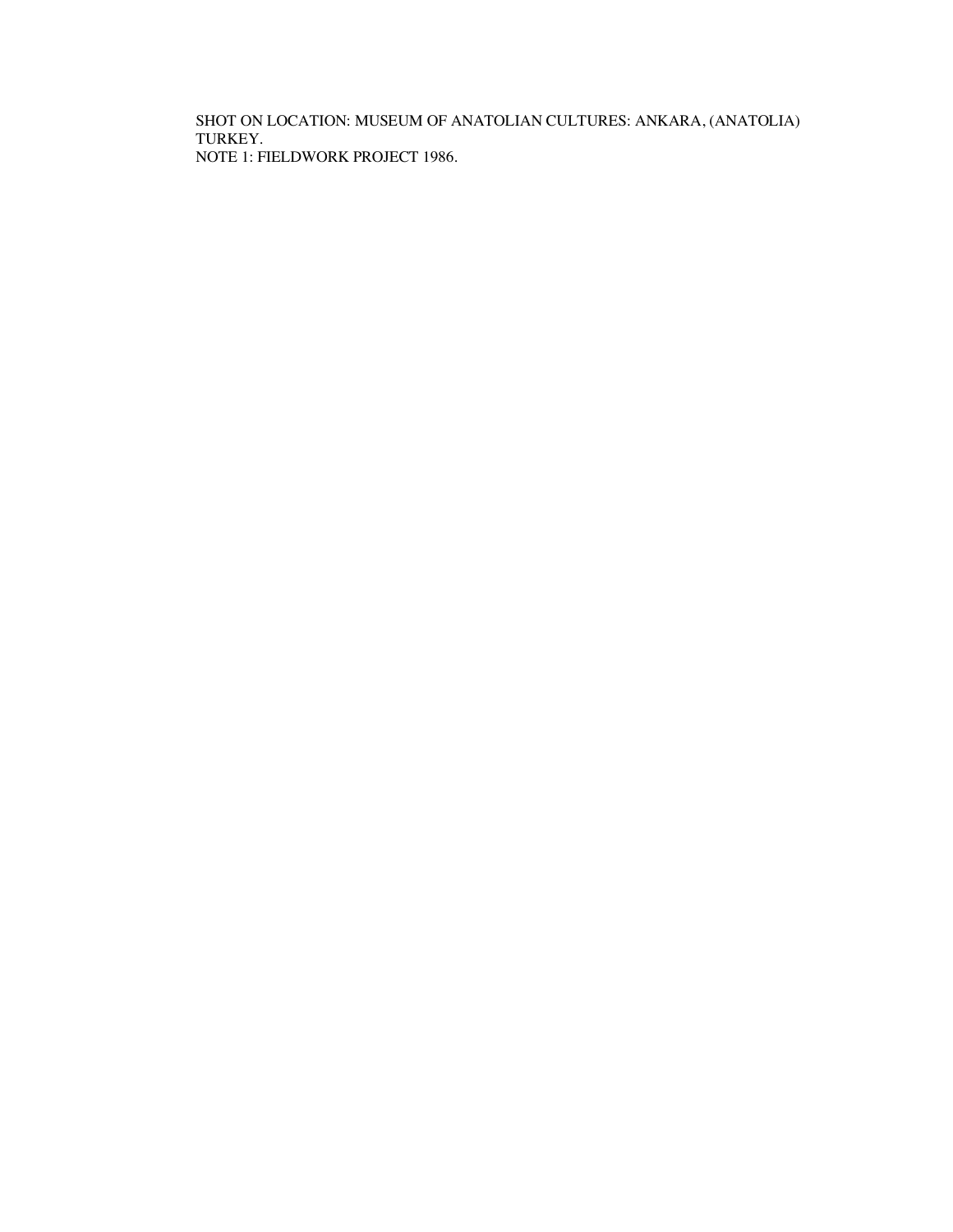SHOT ON LOCATION: MUSEUM OF ANATOLIAN CULTURES: ANKARA, (ANATOLIA) TURKEY.
NOTE 1: FIELDWORK PROJECT 1986.